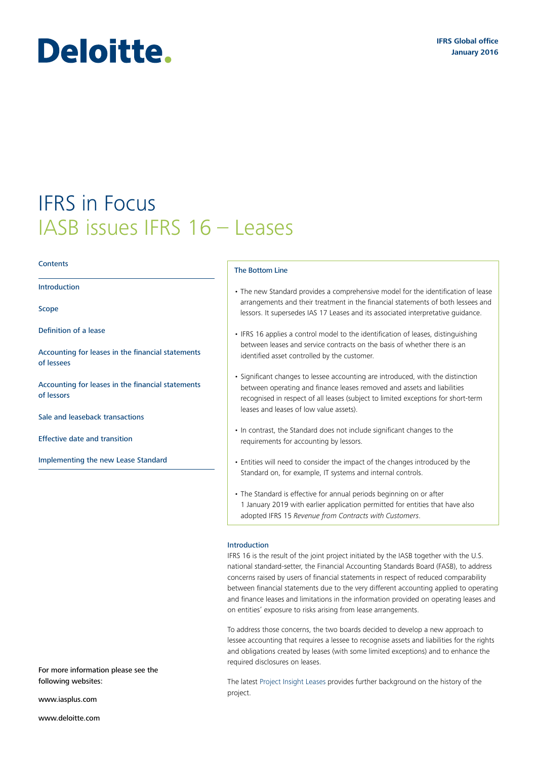Deloitte.

IFRS Global office
January 2016

# IFRS in Focus
# IASB issues IFRS 16 – Leases

**Contents**

- Introduction
- Scope
- Definition of a lease
- Accounting for leases in the financial statements of lessees
- Accounting for leases in the financial statements of lessors
- Sale and leaseback transactions
- Effective date and transition
- Implementing the new Lease Standard

### The Bottom Line

- The new Standard provides a comprehensive model for the identification of lease arrangements and their treatment in the financial statements of both lessees and lessors. It supersedes IAS 17 Leases and its associated interpretative guidance.
- IFRS 16 applies a control model to the identification of leases, distinguishing between leases and service contracts on the basis of whether there is an identified asset controlled by the customer.
- Significant changes to lessee accounting are introduced, with the distinction between operating and finance leases removed and assets and liabilities recognised in respect of all leases (subject to limited exceptions for short-term leases and leases of low value assets).
- In contrast, the Standard does not include significant changes to the requirements for accounting by lessors.
- Entities will need to consider the impact of the changes introduced by the Standard on, for example, IT systems and internal controls.
- The Standard is effective for annual periods beginning on or after 1 January 2019 with earlier application permitted for entities that have also adopted IFRS 15 *Revenue from Contracts with Customers*.

## Introduction

IFRS 16 is the result of the joint project initiated by the IASB together with the U.S. national standard-setter, the Financial Accounting Standards Board (FASB), to address concerns raised by users of financial statements in respect of reduced comparability between financial statements due to the very different accounting applied to operating and finance leases and limitations in the information provided on operating leases and on entities' exposure to risks arising from lease arrangements.

To address those concerns, the two boards decided to develop a new approach to lessee accounting that requires a lessee to recognise assets and liabilities for the rights and obligations created by leases (with some limited exceptions) and to enhance the required disclosures on leases.

The latest Project Insight Leases provides further background on the history of the project.

For more information please see the following websites:

www.iasplus.com

www.deloitte.com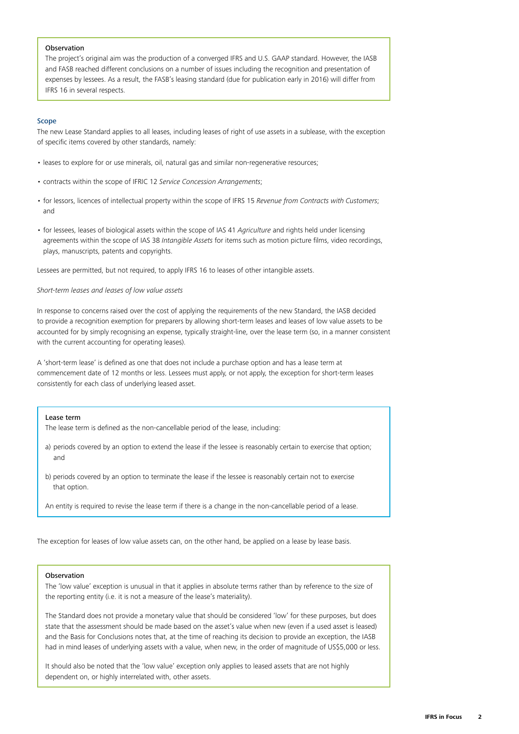#### Observation

The project's original aim was the production of a converged IFRS and U.S. GAAP standard. However, the IASB and FASB reached different conclusions on a number of issues including the recognition and presentation of expenses by lessees. As a result, the FASB's leasing standard (due for publication early in 2016) will differ from IFRS 16 in several respects.

### Scope

The new Lease Standard applies to all leases, including leases of right of use assets in a sublease, with the exception of specific items covered by other standards, namely:

- leases to explore for or use minerals, oil, natural gas and similar non-regenerative resources;
- contracts within the scope of IFRIC 12 *Service Concession Arrangements*;
- for lessors, licences of intellectual property within the scope of IFRS 15 *Revenue from Contracts with Customers*; and
- for lessees, leases of biological assets within the scope of IAS 41 *Agriculture* and rights held under licensing agreements within the scope of IAS 38 *Intangible Assets* for items such as motion picture films, video recordings, plays, manuscripts, patents and copyrights.

Lessees are permitted, but not required, to apply IFRS 16 to leases of other intangible assets.

*Short-term leases and leases of low value assets*

In response to concerns raised over the cost of applying the requirements of the new Standard, the IASB decided to provide a recognition exemption for preparers by allowing short-term leases and leases of low value assets to be accounted for by simply recognising an expense, typically straight-line, over the lease term (so, in a manner consistent with the current accounting for operating leases).

A 'short-term lease' is defined as one that does not include a purchase option and has a lease term at commencement date of 12 months or less. Lessees must apply, or not apply, the exception for short-term leases consistently for each class of underlying leased asset.

#### Lease term

The lease term is defined as the non-cancellable period of the lease, including:

a) periods covered by an option to extend the lease if the lessee is reasonably certain to exercise that option; and

b) periods covered by an option to terminate the lease if the lessee is reasonably certain not to exercise that option.

An entity is required to revise the lease term if there is a change in the non-cancellable period of a lease.

The exception for leases of low value assets can, on the other hand, be applied on a lease by lease basis.

#### Observation

The 'low value' exception is unusual in that it applies in absolute terms rather than by reference to the size of the reporting entity (i.e. it is not a measure of the lease's materiality).

The Standard does not provide a monetary value that should be considered 'low' for these purposes, but does state that the assessment should be made based on the asset's value when new (even if a used asset is leased) and the Basis for Conclusions notes that, at the time of reaching its decision to provide an exception, the IASB had in mind leases of underlying assets with a value, when new, in the order of magnitude of US$5,000 or less.

It should also be noted that the 'low value' exception only applies to leased assets that are not highly dependent on, or highly interrelated with, other assets.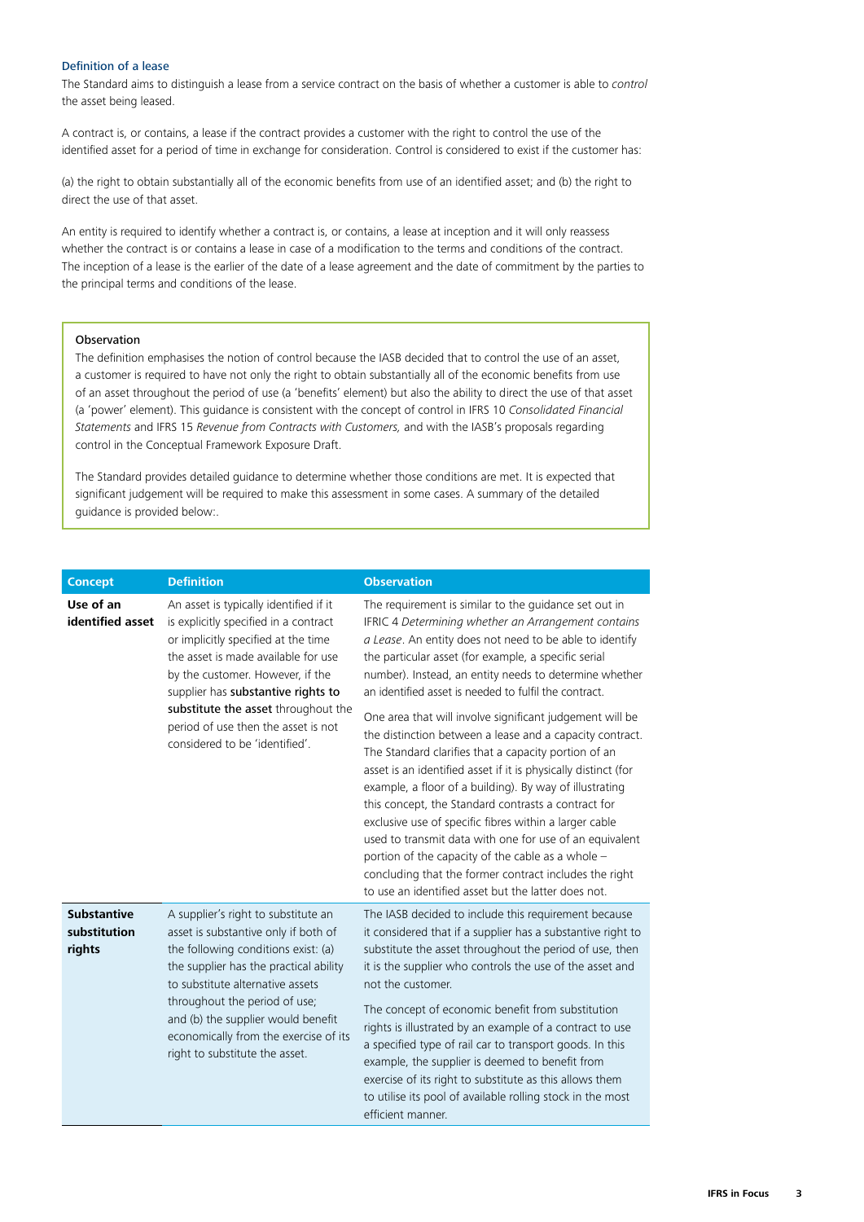### Definition of a lease

The Standard aims to distinguish a lease from a service contract on the basis of whether a customer is able to *control* the asset being leased.

A contract is, or contains, a lease if the contract provides a customer with the right to control the use of the identified asset for a period of time in exchange for consideration. Control is considered to exist if the customer has:

(a) the right to obtain substantially all of the economic benefits from use of an identified asset; and (b) the right to direct the use of that asset.

An entity is required to identify whether a contract is, or contains, a lease at inception and it will only reassess whether the contract is or contains a lease in case of a modification to the terms and conditions of the contract. The inception of a lease is the earlier of the date of a lease agreement and the date of commitment by the parties to the principal terms and conditions of the lease.

> **Observation**
>
> The definition emphasises the notion of control because the IASB decided that to control the use of an asset, a customer is required to have not only the right to obtain substantially all of the economic benefits from use of an asset throughout the period of use (a 'benefits' element) but also the ability to direct the use of that asset (a 'power' element). This guidance is consistent with the concept of control in IFRS 10 *Consolidated Financial Statements* and IFRS 15 *Revenue from Contracts with Customers,* and with the IASB's proposals regarding control in the Conceptual Framework Exposure Draft.
>
> The Standard provides detailed guidance to determine whether those conditions are met. It is expected that significant judgement will be required to make this assessment in some cases. A summary of the detailed guidance is provided below:.

| Concept | Definition | Observation |
|---|---|---|
| **Use of an identified asset** | An asset is typically identified if it is explicitly specified in a contract or implicitly specified at the time the asset is made available for use by the customer. However, if the supplier has **substantive rights to substitute the asset** throughout the period of use then the asset is not considered to be 'identified'. | The requirement is similar to the guidance set out in IFRIC 4 *Determining whether an Arrangement contains a Lease*. An entity does not need to be able to identify the particular asset (for example, a specific serial number). Instead, an entity needs to determine whether an identified asset is needed to fulfil the contract.<br><br>One area that will involve significant judgement will be the distinction between a lease and a capacity contract. The Standard clarifies that a capacity portion of an asset is an identified asset if it is physically distinct (for example, a floor of a building). By way of illustrating this concept, the Standard contrasts a contract for exclusive use of specific fibres within a larger cable used to transmit data with one for use of an equivalent portion of the capacity of the cable as a whole – concluding that the former contract includes the right to use an identified asset but the latter does not. |
| **Substantive substitution rights** | A supplier's right to substitute an asset is substantive only if both of the following conditions exist: (a) the supplier has the practical ability to substitute alternative assets throughout the period of use; and (b) the supplier would benefit economically from the exercise of its right to substitute the asset. | The IASB decided to include this requirement because it considered that if a supplier has a substantive right to substitute the asset throughout the period of use, then it is the supplier who controls the use of the asset and not the customer.<br><br>The concept of economic benefit from substitution rights is illustrated by an example of a contract to use a specified type of rail car to transport goods. In this example, the supplier is deemed to benefit from exercise of its right to substitute as this allows them to utilise its pool of available rolling stock in the most efficient manner. |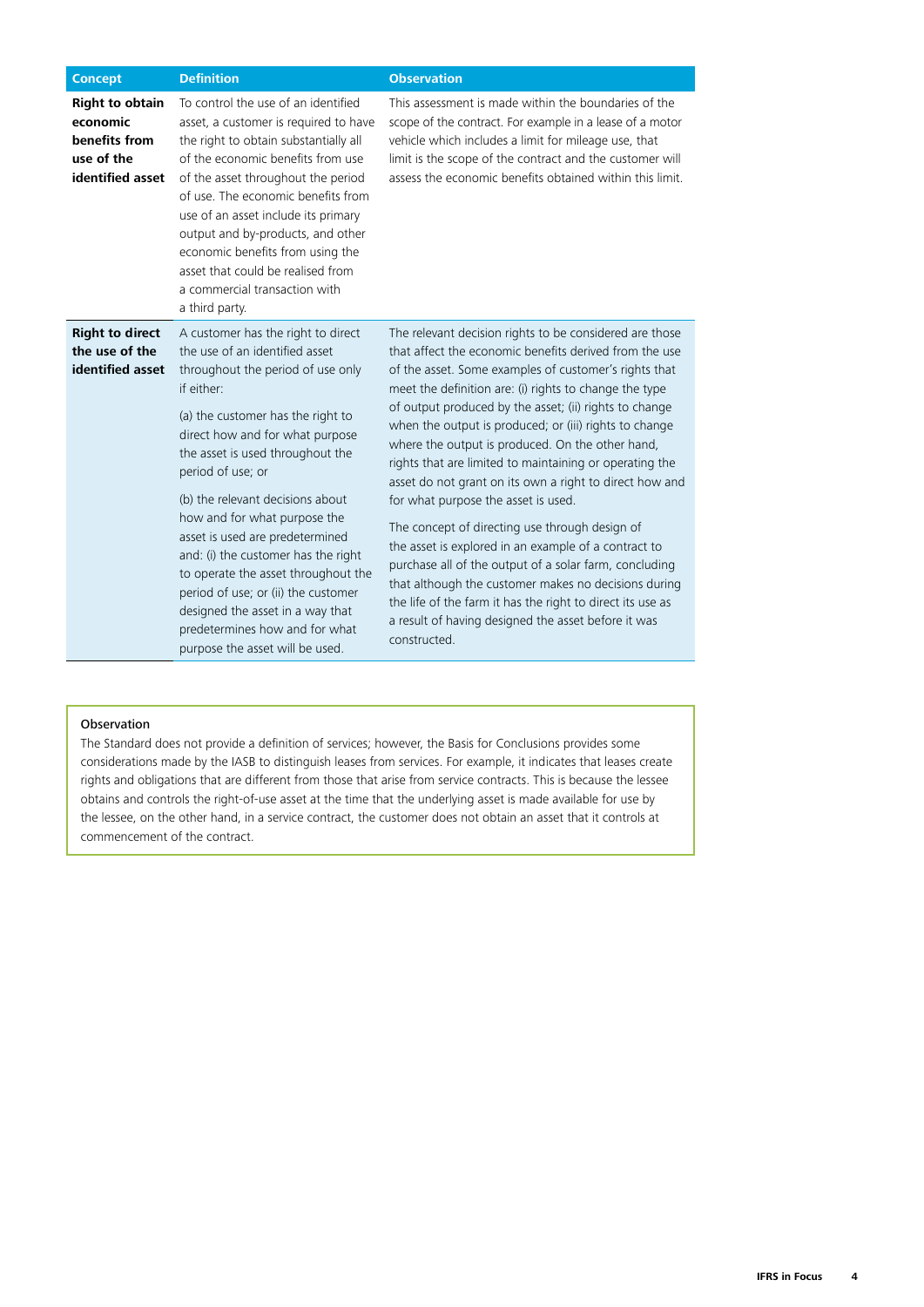| Concept | Definition | Observation |
|---|---|---|
| **Right to obtain economic benefits from use of the identified asset** | To control the use of an identified asset, a customer is required to have the right to obtain substantially all of the economic benefits from use of the asset throughout the period of use. The economic benefits from use of an asset include its primary output and by-products, and other economic benefits from using the asset that could be realised from a commercial transaction with a third party. | This assessment is made within the boundaries of the scope of the contract. For example in a lease of a motor vehicle which includes a limit for mileage use, that limit is the scope of the contract and the customer will assess the economic benefits obtained within this limit. |
| **Right to direct the use of the identified asset** | A customer has the right to direct the use of an identified asset throughout the period of use only if either:<br><br>(a) the customer has the right to direct how and for what purpose the asset is used throughout the period of use; or<br><br>(b) the relevant decisions about how and for what purpose the asset is used are predetermined and: (i) the customer has the right to operate the asset throughout the period of use; or (ii) the customer designed the asset in a way that predetermines how and for what purpose the asset will be used. | The relevant decision rights to be considered are those that affect the economic benefits derived from the use of the asset. Some examples of customer's rights that meet the definition are: (i) rights to change the type of output produced by the asset; (ii) rights to change when the output is produced; or (iii) rights to change where the output is produced. On the other hand, rights that are limited to maintaining or operating the asset do not grant on its own a right to direct how and for what purpose the asset is used.<br><br>The concept of directing use through design of the asset is explored in an example of a contract to purchase all of the output of a solar farm, concluding that although the customer makes no decisions during the life of the farm it has the right to direct its use as a result of having designed the asset before it was constructed. |

**Observation**

The Standard does not provide a definition of services; however, the Basis for Conclusions provides some considerations made by the IASB to distinguish leases from services. For example, it indicates that leases create rights and obligations that are different from those that arise from service contracts. This is because the lessee obtains and controls the right-of-use asset at the time that the underlying asset is made available for use by the lessee, on the other hand, in a service contract, the customer does not obtain an asset that it controls at commencement of the contract.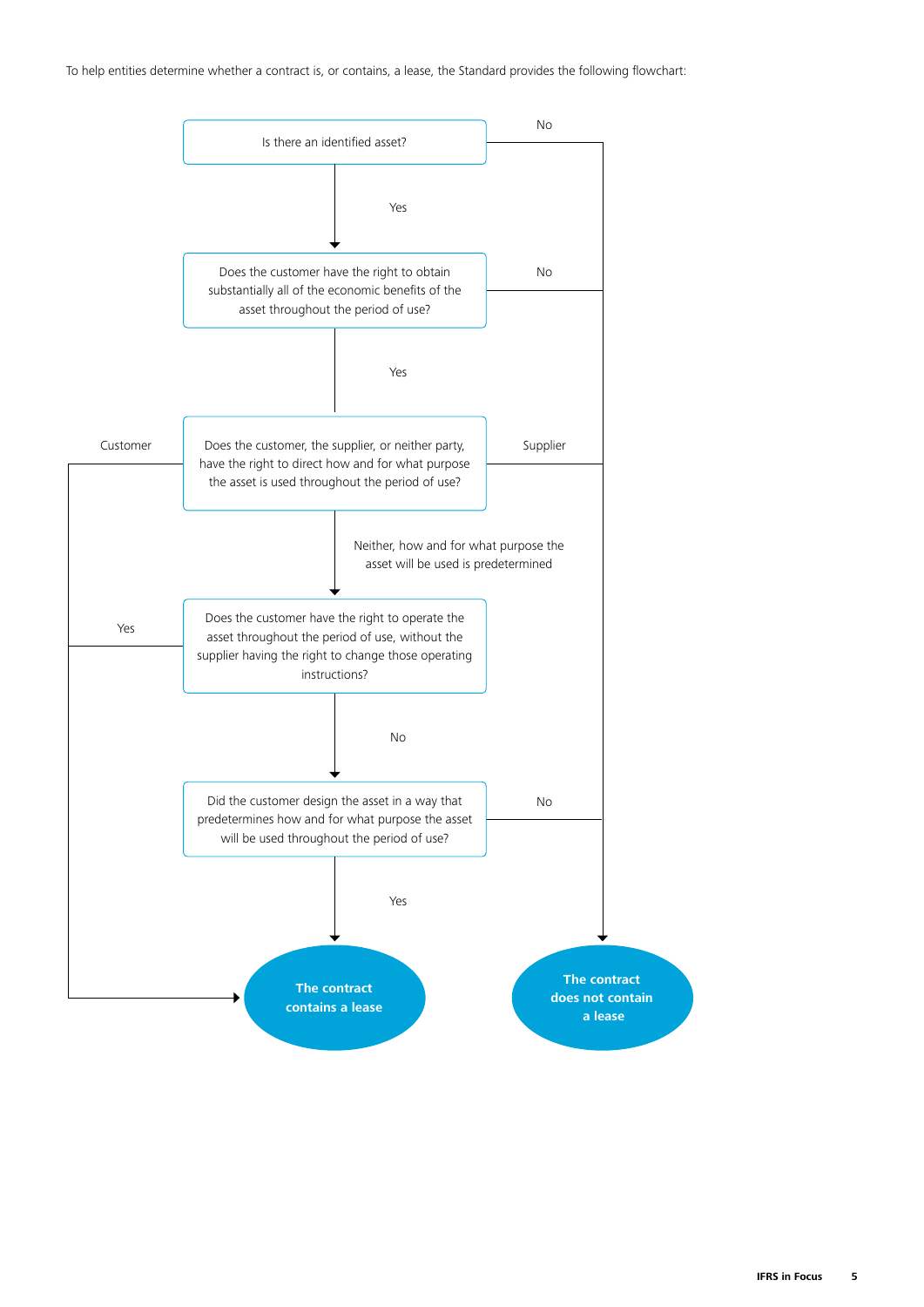To help entities determine whether a contract is, or contains, a lease, the Standard provides the following flowchart:

Is there an identified asset?

- No → The contract does not contain a lease
- Yes ↓

Does the customer have the right to obtain substantially all of the economic benefits of the asset throughout the period of use?

- No → The contract does not contain a lease
- Yes ↓

Does the customer, the supplier, or neither party, have the right to direct how and for what purpose the asset is used throughout the period of use?

- Customer → The contract contains a lease
- Supplier → The contract does not contain a lease
- Neither, how and for what purpose the asset will be used is predetermined ↓

Does the customer have the right to operate the asset throughout the period of use, without the supplier having the right to change those operating instructions?

- Yes → The contract contains a lease
- No ↓

Did the customer design the asset in a way that predetermines how and for what purpose the asset will be used throughout the period of use?

- No → The contract does not contain a lease
- Yes → The contract contains a lease

**The contract contains a lease**

**The contract does not contain a lease**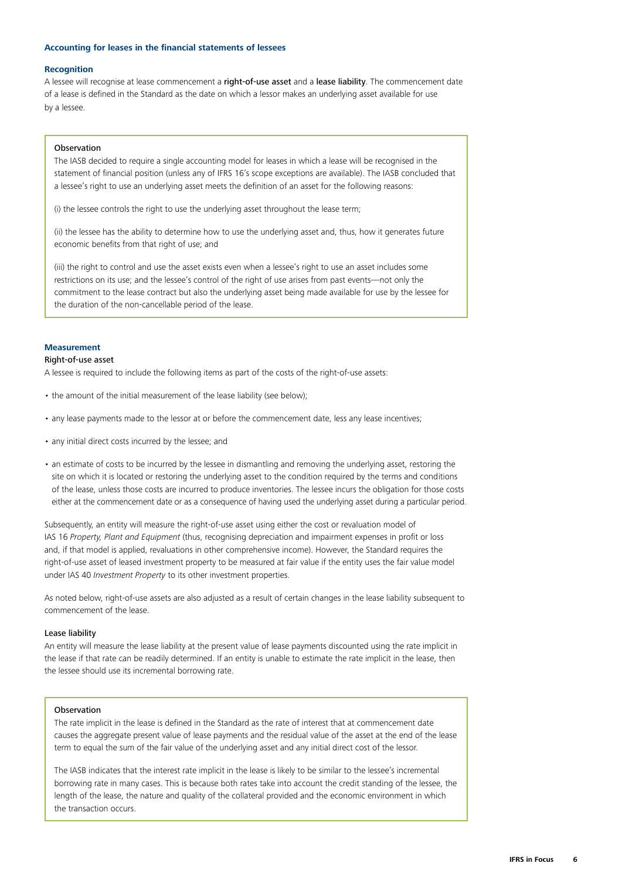### Accounting for leases in the financial statements of lessees

#### Recognition

A lessee will recognise at lease commencement a **right-of-use asset** and a **lease liability**. The commencement date of a lease is defined in the Standard as the date on which a lessor makes an underlying asset available for use by a lessee.

> **Observation**
>
> The IASB decided to require a single accounting model for leases in which a lease will be recognised in the statement of financial position (unless any of IFRS 16's scope exceptions are available). The IASB concluded that a lessee's right to use an underlying asset meets the definition of an asset for the following reasons:
>
> (i) the lessee controls the right to use the underlying asset throughout the lease term;
>
> (ii) the lessee has the ability to determine how to use the underlying asset and, thus, how it generates future economic benefits from that right of use; and
>
> (iii) the right to control and use the asset exists even when a lessee's right to use an asset includes some restrictions on its use; and the lessee's control of the right of use arises from past events—not only the commitment to the lease contract but also the underlying asset being made available for use by the lessee for the duration of the non-cancellable period of the lease.

#### Measurement

**Right-of-use asset**

A lessee is required to include the following items as part of the costs of the right-of-use assets:

- the amount of the initial measurement of the lease liability (see below);
- any lease payments made to the lessor at or before the commencement date, less any lease incentives;
- any initial direct costs incurred by the lessee; and
- an estimate of costs to be incurred by the lessee in dismantling and removing the underlying asset, restoring the site on which it is located or restoring the underlying asset to the condition required by the terms and conditions of the lease, unless those costs are incurred to produce inventories. The lessee incurs the obligation for those costs either at the commencement date or as a consequence of having used the underlying asset during a particular period.

Subsequently, an entity will measure the right-of-use asset using either the cost or revaluation model of IAS 16 *Property, Plant and Equipment* (thus, recognising depreciation and impairment expenses in profit or loss and, if that model is applied, revaluations in other comprehensive income). However, the Standard requires the right-of-use asset of leased investment property to be measured at fair value if the entity uses the fair value model under IAS 40 *Investment Property* to its other investment properties.

As noted below, right-of-use assets are also adjusted as a result of certain changes in the lease liability subsequent to commencement of the lease.

**Lease liability**

An entity will measure the lease liability at the present value of lease payments discounted using the rate implicit in the lease if that rate can be readily determined. If an entity is unable to estimate the rate implicit in the lease, then the lessee should use its incremental borrowing rate.

> **Observation**
>
> The rate implicit in the lease is defined in the Standard as the rate of interest that at commencement date causes the aggregate present value of lease payments and the residual value of the asset at the end of the lease term to equal the sum of the fair value of the underlying asset and any initial direct cost of the lessor.
>
> The IASB indicates that the interest rate implicit in the lease is likely to be similar to the lessee's incremental borrowing rate in many cases. This is because both rates take into account the credit standing of the lessee, the length of the lease, the nature and quality of the collateral provided and the economic environment in which the transaction occurs.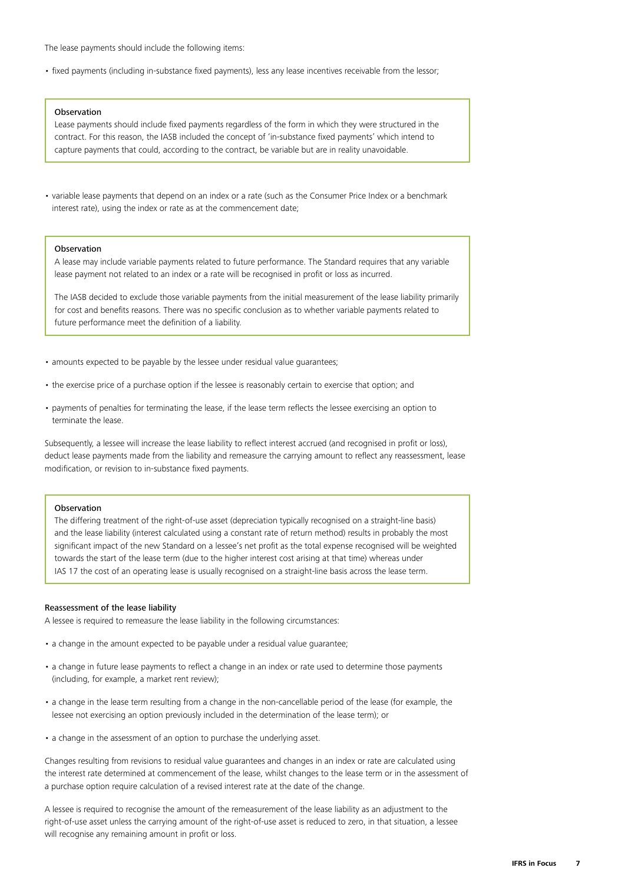The lease payments should include the following items:

- fixed payments (including in-substance fixed payments), less any lease incentives receivable from the lessor;

> **Observation**
>
> Lease payments should include fixed payments regardless of the form in which they were structured in the contract. For this reason, the IASB included the concept of 'in-substance fixed payments' which intend to capture payments that could, according to the contract, be variable but are in reality unavoidable.

- variable lease payments that depend on an index or a rate (such as the Consumer Price Index or a benchmark interest rate), using the index or rate as at the commencement date;

> **Observation**
>
> A lease may include variable payments related to future performance. The Standard requires that any variable lease payment not related to an index or a rate will be recognised in profit or loss as incurred.
>
> The IASB decided to exclude those variable payments from the initial measurement of the lease liability primarily for cost and benefits reasons. There was no specific conclusion as to whether variable payments related to future performance meet the definition of a liability.

- amounts expected to be payable by the lessee under residual value guarantees;
- the exercise price of a purchase option if the lessee is reasonably certain to exercise that option; and
- payments of penalties for terminating the lease, if the lease term reflects the lessee exercising an option to terminate the lease.

Subsequently, a lessee will increase the lease liability to reflect interest accrued (and recognised in profit or loss), deduct lease payments made from the liability and remeasure the carrying amount to reflect any reassessment, lease modification, or revision to in-substance fixed payments.

> **Observation**
>
> The differing treatment of the right-of-use asset (depreciation typically recognised on a straight-line basis) and the lease liability (interest calculated using a constant rate of return method) results in probably the most significant impact of the new Standard on a lessee's net profit as the total expense recognised will be weighted towards the start of the lease term (due to the higher interest cost arising at that time) whereas under IAS 17 the cost of an operating lease is usually recognised on a straight-line basis across the lease term.

### Reassessment of the lease liability

A lessee is required to remeasure the lease liability in the following circumstances:

- a change in the amount expected to be payable under a residual value guarantee;
- a change in future lease payments to reflect a change in an index or rate used to determine those payments (including, for example, a market rent review);
- a change in the lease term resulting from a change in the non-cancellable period of the lease (for example, the lessee not exercising an option previously included in the determination of the lease term); or
- a change in the assessment of an option to purchase the underlying asset.

Changes resulting from revisions to residual value guarantees and changes in an index or rate are calculated using the interest rate determined at commencement of the lease, whilst changes to the lease term or in the assessment of a purchase option require calculation of a revised interest rate at the date of the change.

A lessee is required to recognise the amount of the remeasurement of the lease liability as an adjustment to the right-of-use asset unless the carrying amount of the right-of-use asset is reduced to zero, in that situation, a lessee will recognise any remaining amount in profit or loss.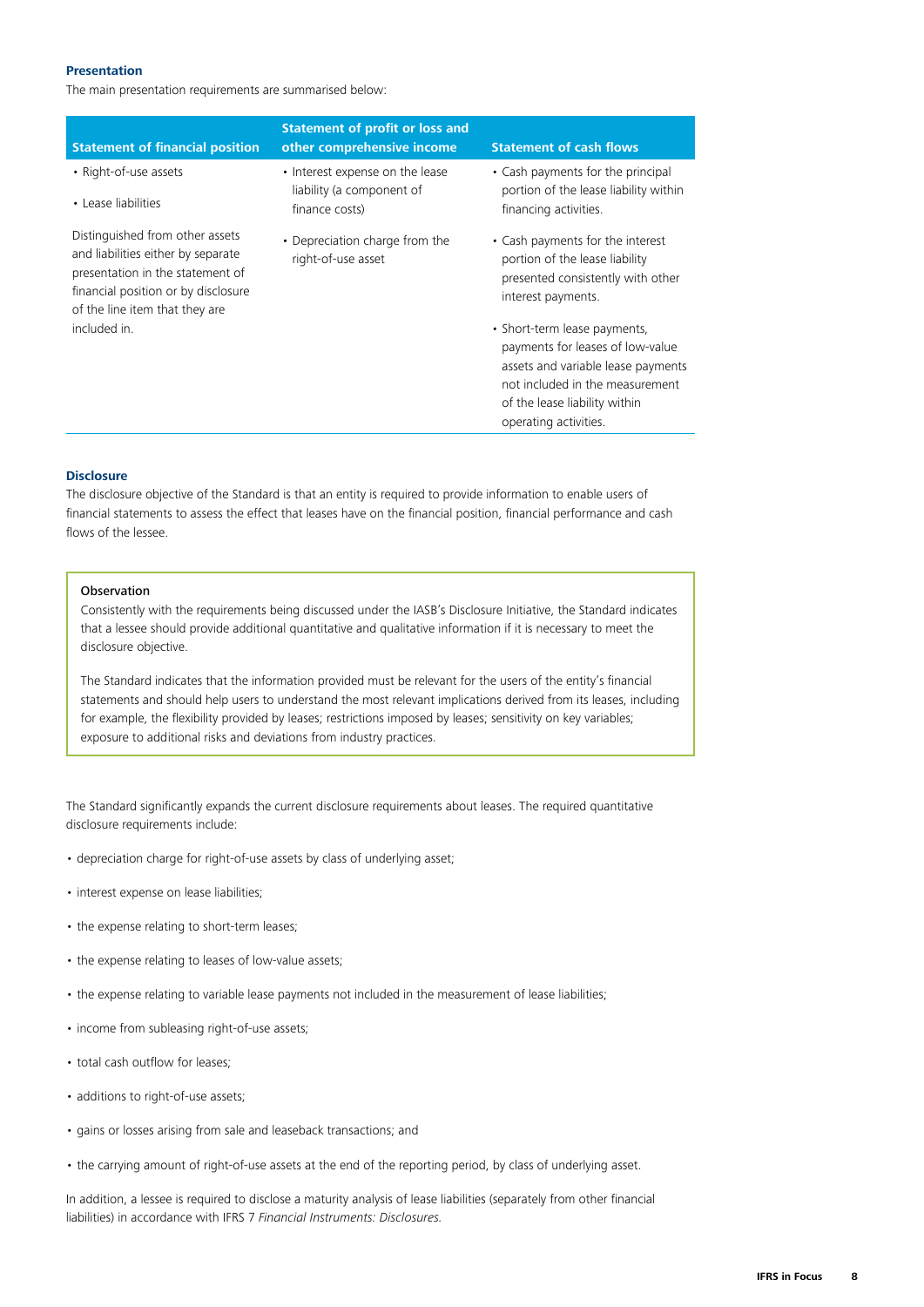**Presentation**

The main presentation requirements are summarised below:

| Statement of financial position | Statement of profit or loss and other comprehensive income | Statement of cash flows |
|---|---|---|
| • Right-of-use assets<br><br>• Lease liabilities<br><br>Distinguished from other assets and liabilities either by separate presentation in the statement of financial position or by disclosure of the line item that they are included in. | • Interest expense on the lease liability (a component of finance costs)<br><br>• Depreciation charge from the right-of-use asset | • Cash payments for the principal portion of the lease liability within financing activities.<br><br>• Cash payments for the interest portion of the lease liability presented consistently with other interest payments.<br><br>• Short-term lease payments, payments for leases of low-value assets and variable lease payments not included in the measurement of the lease liability within operating activities. |

**Disclosure**

The disclosure objective of the Standard is that an entity is required to provide information to enable users of financial statements to assess the effect that leases have on the financial position, financial performance and cash flows of the lessee.

> Observation
>
> Consistently with the requirements being discussed under the IASB's Disclosure Initiative, the Standard indicates that a lessee should provide additional quantitative and qualitative information if it is necessary to meet the disclosure objective.
>
> The Standard indicates that the information provided must be relevant for the users of the entity's financial statements and should help users to understand the most relevant implications derived from its leases, including for example, the flexibility provided by leases; restrictions imposed by leases; sensitivity on key variables; exposure to additional risks and deviations from industry practices.

The Standard significantly expands the current disclosure requirements about leases. The required quantitative disclosure requirements include:

- depreciation charge for right-of-use assets by class of underlying asset;
- interest expense on lease liabilities;
- the expense relating to short-term leases;
- the expense relating to leases of low-value assets;
- the expense relating to variable lease payments not included in the measurement of lease liabilities;
- income from subleasing right-of-use assets;
- total cash outflow for leases;
- additions to right-of-use assets;
- gains or losses arising from sale and leaseback transactions; and
- the carrying amount of right-of-use assets at the end of the reporting period, by class of underlying asset.

In addition, a lessee is required to disclose a maturity analysis of lease liabilities (separately from other financial liabilities) in accordance with IFRS 7 *Financial Instruments: Disclosures*.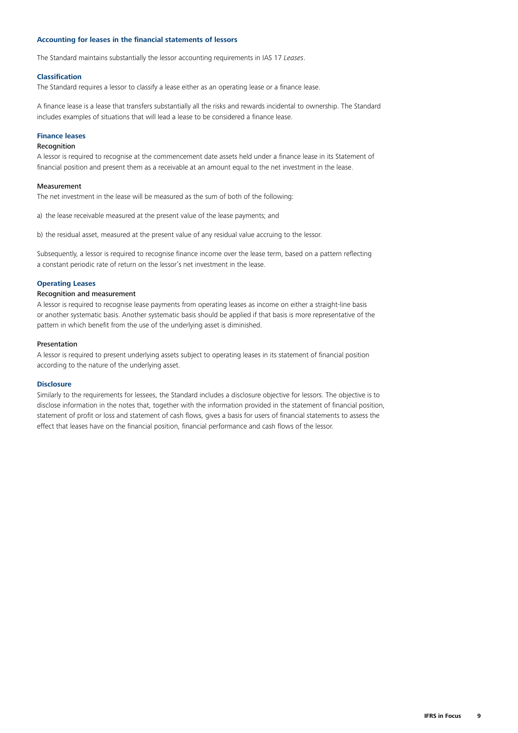## Accounting for leases in the financial statements of lessors

The Standard maintains substantially the lessor accounting requirements in IAS 17 *Leases*.

### Classification

The Standard requires a lessor to classify a lease either as an operating lease or a finance lease.

A finance lease is a lease that transfers substantially all the risks and rewards incidental to ownership. The Standard includes examples of situations that will lead a lease to be considered a finance lease.

### Finance leases

#### Recognition

A lessor is required to recognise at the commencement date assets held under a finance lease in its Statement of financial position and present them as a receivable at an amount equal to the net investment in the lease.

#### Measurement

The net investment in the lease will be measured as the sum of both of the following:

a) the lease receivable measured at the present value of the lease payments; and

b) the residual asset, measured at the present value of any residual value accruing to the lessor.

Subsequently, a lessor is required to recognise finance income over the lease term, based on a pattern reflecting a constant periodic rate of return on the lessor's net investment in the lease.

### Operating Leases

#### Recognition and measurement

A lessor is required to recognise lease payments from operating leases as income on either a straight-line basis or another systematic basis. Another systematic basis should be applied if that basis is more representative of the pattern in which benefit from the use of the underlying asset is diminished.

#### Presentation

A lessor is required to present underlying assets subject to operating leases in its statement of financial position according to the nature of the underlying asset.

### Disclosure

Similarly to the requirements for lessees, the Standard includes a disclosure objective for lessors. The objective is to disclose information in the notes that, together with the information provided in the statement of financial position, statement of profit or loss and statement of cash flows, gives a basis for users of financial statements to assess the effect that leases have on the financial position, financial performance and cash flows of the lessor.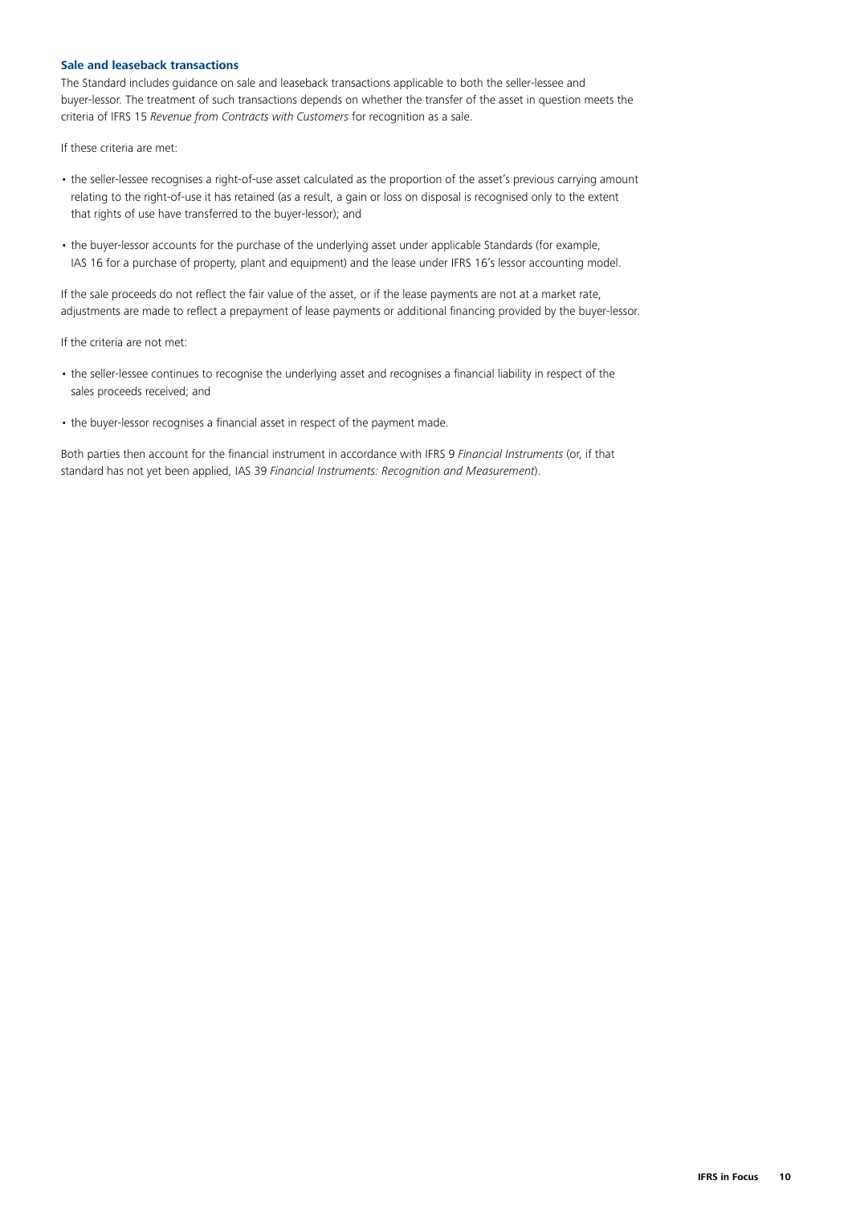### Sale and leaseback transactions

The Standard includes guidance on sale and leaseback transactions applicable to both the seller-lessee and buyer-lessor. The treatment of such transactions depends on whether the transfer of the asset in question meets the criteria of IFRS 15 *Revenue from Contracts with Customers* for recognition as a sale.

If these criteria are met:

- the seller-lessee recognises a right-of-use asset calculated as the proportion of the asset's previous carrying amount relating to the right-of-use it has retained (as a result, a gain or loss on disposal is recognised only to the extent that rights of use have transferred to the buyer-lessor); and
- the buyer-lessor accounts for the purchase of the underlying asset under applicable Standards (for example, IAS 16 for a purchase of property, plant and equipment) and the lease under IFRS 16's lessor accounting model.

If the sale proceeds do not reflect the fair value of the asset, or if the lease payments are not at a market rate, adjustments are made to reflect a prepayment of lease payments or additional financing provided by the buyer-lessor.

If the criteria are not met:

- the seller-lessee continues to recognise the underlying asset and recognises a financial liability in respect of the sales proceeds received; and
- the buyer-lessor recognises a financial asset in respect of the payment made.

Both parties then account for the financial instrument in accordance with IFRS 9 *Financial Instruments* (or, if that standard has not yet been applied, IAS 39 *Financial Instruments: Recognition and Measurement*).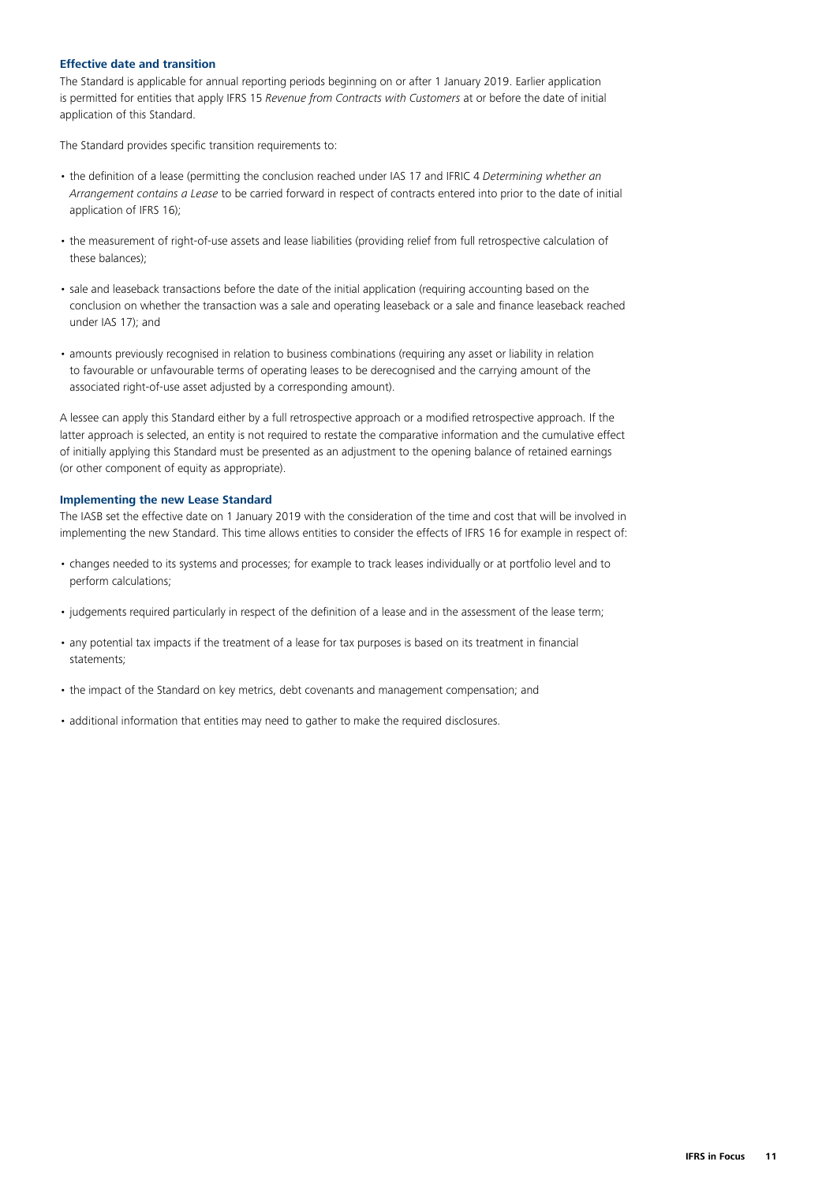### Effective date and transition

The Standard is applicable for annual reporting periods beginning on or after 1 January 2019. Earlier application is permitted for entities that apply IFRS 15 *Revenue from Contracts with Customers* at or before the date of initial application of this Standard.

The Standard provides specific transition requirements to:

- the definition of a lease (permitting the conclusion reached under IAS 17 and IFRIC 4 *Determining whether an Arrangement contains a Lease* to be carried forward in respect of contracts entered into prior to the date of initial application of IFRS 16);
- the measurement of right-of-use assets and lease liabilities (providing relief from full retrospective calculation of these balances);
- sale and leaseback transactions before the date of the initial application (requiring accounting based on the conclusion on whether the transaction was a sale and operating leaseback or a sale and finance leaseback reached under IAS 17); and
- amounts previously recognised in relation to business combinations (requiring any asset or liability in relation to favourable or unfavourable terms of operating leases to be derecognised and the carrying amount of the associated right-of-use asset adjusted by a corresponding amount).

A lessee can apply this Standard either by a full retrospective approach or a modified retrospective approach. If the latter approach is selected, an entity is not required to restate the comparative information and the cumulative effect of initially applying this Standard must be presented as an adjustment to the opening balance of retained earnings (or other component of equity as appropriate).

### Implementing the new Lease Standard

The IASB set the effective date on 1 January 2019 with the consideration of the time and cost that will be involved in implementing the new Standard. This time allows entities to consider the effects of IFRS 16 for example in respect of:

- changes needed to its systems and processes; for example to track leases individually or at portfolio level and to perform calculations;
- judgements required particularly in respect of the definition of a lease and in the assessment of the lease term;
- any potential tax impacts if the treatment of a lease for tax purposes is based on its treatment in financial statements;
- the impact of the Standard on key metrics, debt covenants and management compensation; and
- additional information that entities may need to gather to make the required disclosures.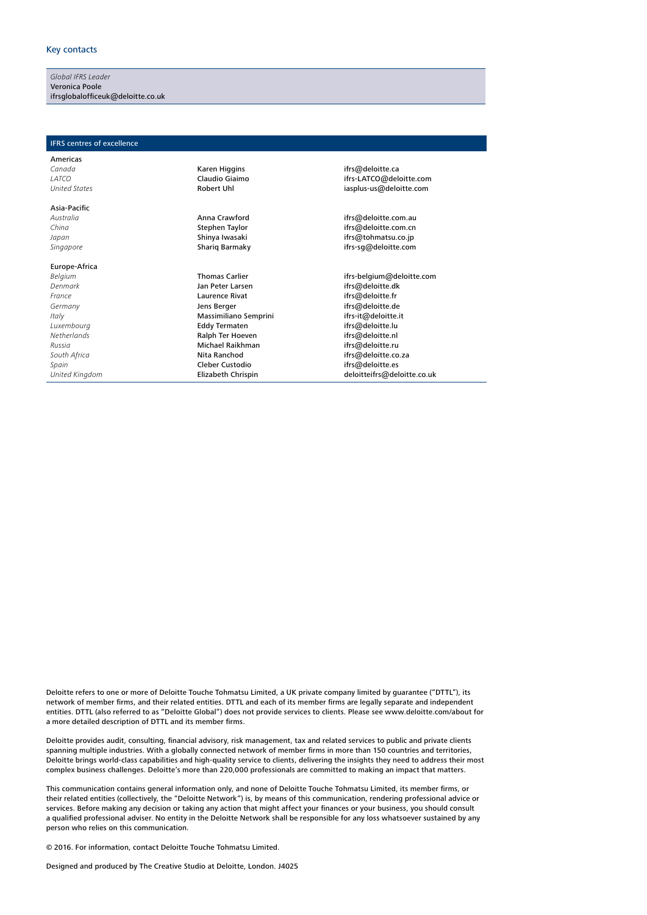## Key contacts

*Global IFRS Leader*
Veronica Poole
ifrsglobalofficeuk@deloitte.co.uk

| IFRS centres of excellence | | |
|---|---|---|
| **Americas** | | |
| *Canada* | Karen Higgins | ifrs@deloitte.ca |
| *LATCO* | Claudio Giaimo | ifrs-LATCO@deloitte.com |
| *United States* | Robert Uhl | iasplus-us@deloitte.com |
| **Asia-Pacific** | | |
| *Australia* | Anna Crawford | ifrs@deloitte.com.au |
| *China* | Stephen Taylor | ifrs@deloitte.com.cn |
| *Japan* | Shinya Iwasaki | ifrs@tohmatsu.co.jp |
| *Singapore* | Shariq Barmaky | ifrs-sg@deloitte.com |
| **Europe-Africa** | | |
| *Belgium* | Thomas Carlier | ifrs-belgium@deloitte.com |
| *Denmark* | Jan Peter Larsen | ifrs@deloitte.dk |
| *France* | Laurence Rivat | ifrs@deloitte.fr |
| *Germany* | Jens Berger | ifrs@deloitte.de |
| *Italy* | Massimiliano Semprini | ifrs-it@deloitte.it |
| *Luxembourg* | Eddy Termaten | ifrs@deloitte.lu |
| *Netherlands* | Ralph Ter Hoeven | ifrs@deloitte.nl |
| *Russia* | Michael Raikhman | ifrs@deloitte.ru |
| *South Africa* | Nita Ranchod | ifrs@deloitte.co.za |
| *Spain* | Cleber Custodio | ifrs@deloitte.es |
| *United Kingdom* | Elizabeth Chrispin | deloitteifrs@deloitte.co.uk |

Deloitte refers to one or more of Deloitte Touche Tohmatsu Limited, a UK private company limited by guarantee ("DTTL"), its network of member firms, and their related entities. DTTL and each of its member firms are legally separate and independent entities. DTTL (also referred to as "Deloitte Global") does not provide services to clients. Please see www.deloitte.com/about for a more detailed description of DTTL and its member firms.

Deloitte provides audit, consulting, financial advisory, risk management, tax and related services to public and private clients spanning multiple industries. With a globally connected network of member firms in more than 150 countries and territories, Deloitte brings world-class capabilities and high-quality service to clients, delivering the insights they need to address their most complex business challenges. Deloitte's more than 220,000 professionals are committed to making an impact that matters.

This communication contains general information only, and none of Deloitte Touche Tohmatsu Limited, its member firms, or their related entities (collectively, the "Deloitte Network") is, by means of this communication, rendering professional advice or services. Before making any decision or taking any action that might affect your finances or your business, you should consult a qualified professional adviser. No entity in the Deloitte Network shall be responsible for any loss whatsoever sustained by any person who relies on this communication.

© 2016. For information, contact Deloitte Touche Tohmatsu Limited.

Designed and produced by The Creative Studio at Deloitte, London. J4025